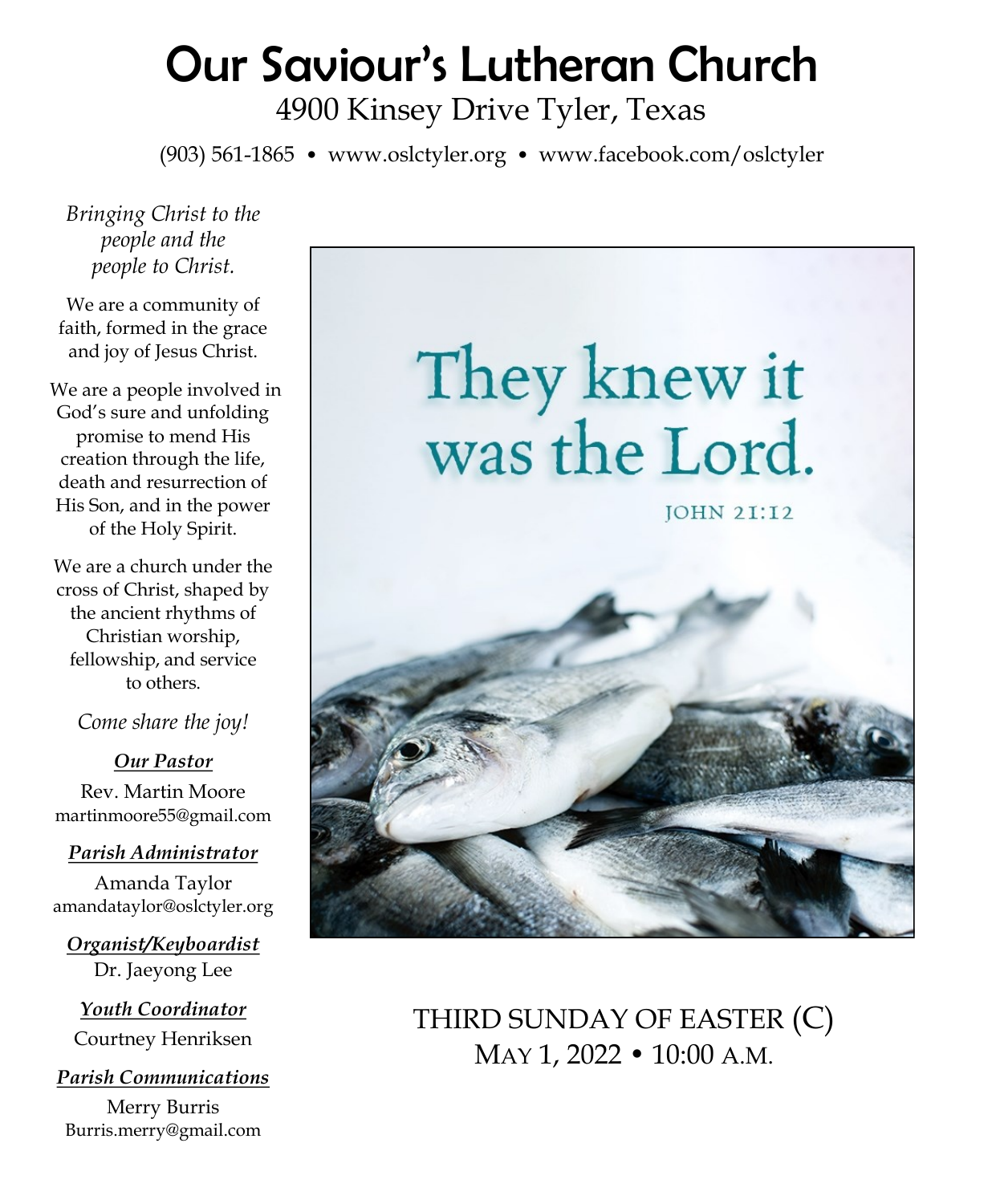# Our Saviour's Lutheran Church

4900 Kinsey Drive Tyler, Texas

(903) 561-1865 • www.oslctyler.org • www.facebook.com/oslctyler

*Bringing Christ to the people and the people to Christ.*

We are a community of faith, formed in the grace and joy of Jesus Christ.

We are a people involved in God's sure and unfolding promise to mend His creation through the life, death and resurrection of His Son, and in the power of the Holy Spirit.

We are a church under the cross of Christ, shaped by the ancient rhythms of Christian worship, fellowship, and service to others.

*Come share the joy!*

***Our Pastor***

Rev. Martin Moore
martinmoore55@gmail.com

***Parish Administrator***

Amanda Taylor
amandataylor@oslctyler.org

***Organist/Keyboardist***

Dr. Jaeyong Lee

***Youth Coordinator***

Courtney Henriksen

***Parish Communications***

Merry Burris
Burris.merry@gmail.com

They knew it was the Lord.

JOHN 21:12

## THIRD SUNDAY OF EASTER (C)

MAY 1, 2022 • 10:00 A.M.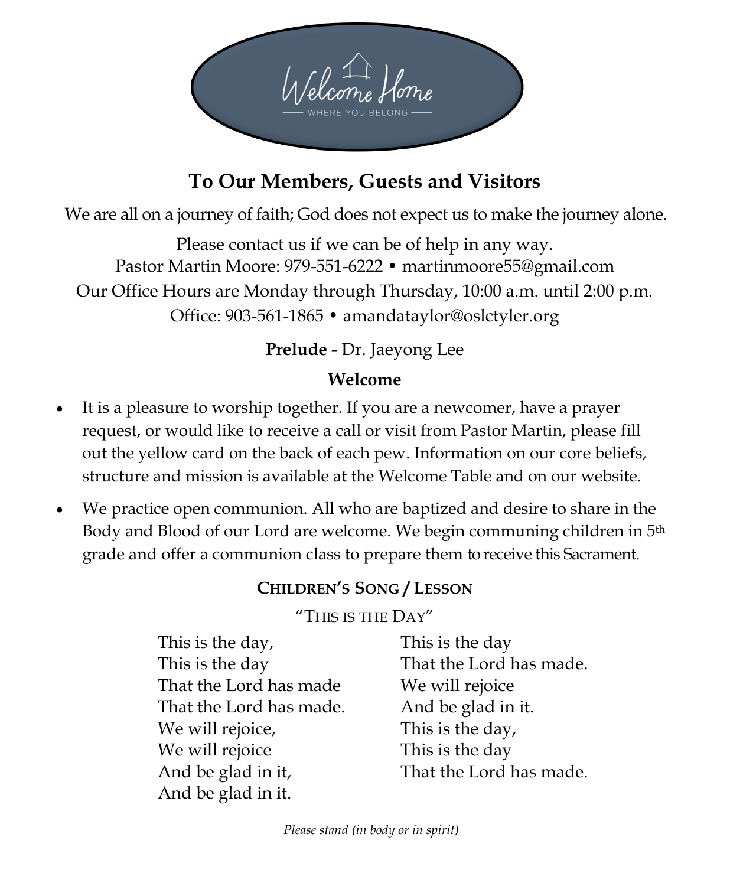Welcome Home

WHERE YOU BELONG

## To Our Members, Guests and Visitors

We are all on a journey of faith; God does not expect us to make the journey alone.

Please contact us if we can be of help in any way.
Pastor Martin Moore: 979-551-6222 • martinmoore55@gmail.com
Our Office Hours are Monday through Thursday, 10:00 a.m. until 2:00 p.m.
Office: 903-561-1865 • amandataylor@oslctyler.org

**Prelude -** Dr. Jaeyong Lee

### Welcome

- It is a pleasure to worship together. If you are a newcomer, have a prayer request, or would like to receive a call or visit from Pastor Martin, please fill out the yellow card on the back of each pew. Information on our core beliefs, structure and mission is available at the Welcome Table and on our website.
- We practice open communion. All who are baptized and desire to share in the Body and Blood of our Lord are welcome. We begin communing children in 5th grade and offer a communion class to prepare them to receive this Sacrament.

### CHILDREN'S SONG / LESSON

"THIS IS THE DAY"

This is the day,
This is the day
That the Lord has made
That the Lord has made.
We will rejoice,
We will rejoice
And be glad in it,
And be glad in it.

This is the day
That the Lord has made.
We will rejoice
And be glad in it.
This is the day,
This is the day
That the Lord has made.

*Please stand (in body or in spirit)*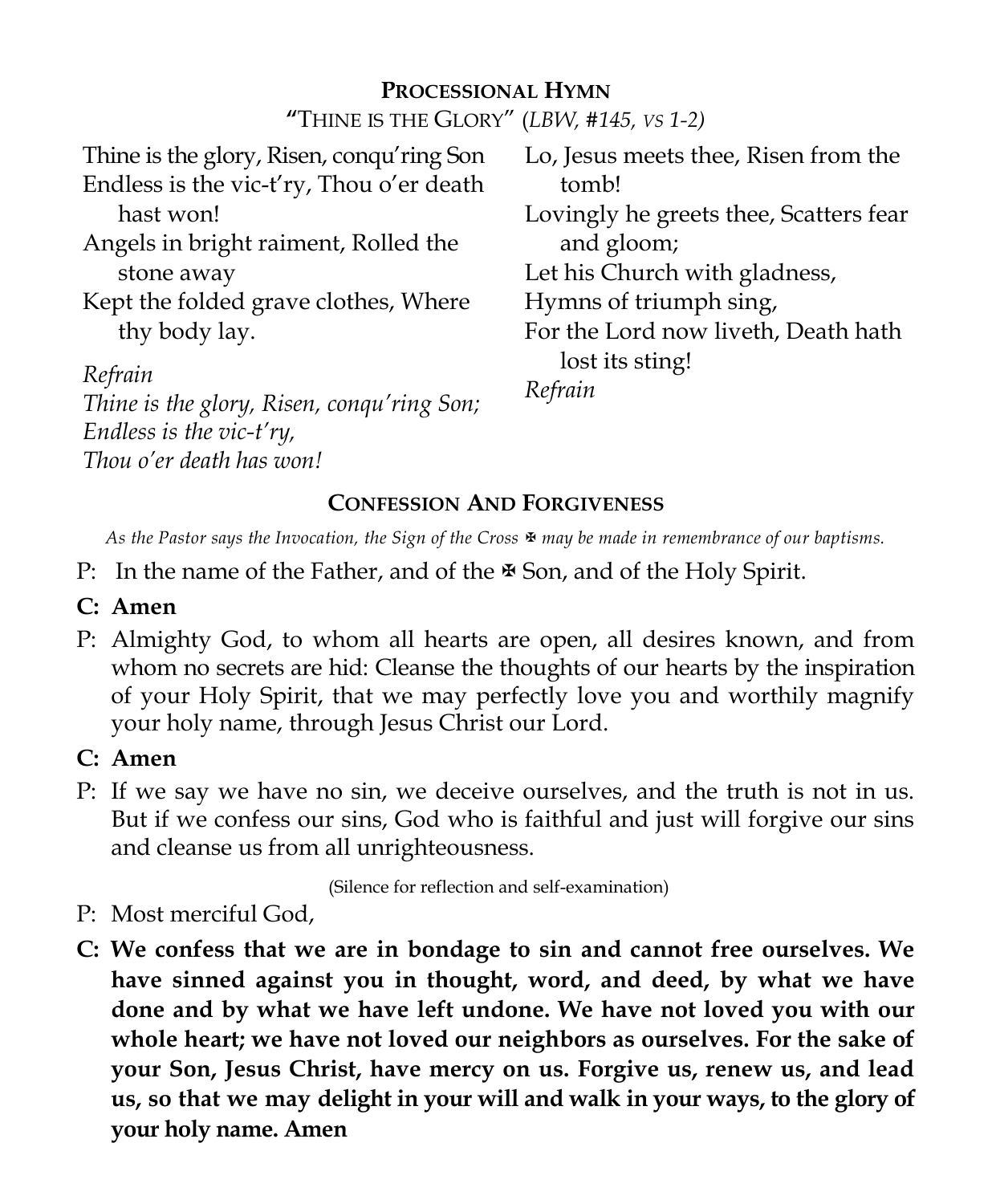## PROCESSIONAL HYMN

"THINE IS THE GLORY" (*LBW, #145, VS 1-2)*

Thine is the glory, Risen, conqu'ring Son
Endless is the vic-t'ry, Thou o'er death hast won!
Angels in bright raiment, Rolled the stone away
Kept the folded grave clothes, Where thy body lay.

*Refrain*
*Thine is the glory, Risen, conqu'ring Son;*
*Endless is the vic-t'ry,*
*Thou o'er death has won!*

Lo, Jesus meets thee, Risen from the tomb!
Lovingly he greets thee, Scatters fear and gloom;
Let his Church with gladness,
Hymns of triumph sing,
For the Lord now liveth, Death hath lost its sting!
*Refrain*

## CONFESSION AND FORGIVENESS

*As the Pastor says the Invocation, the Sign of the Cross ✠ may be made in remembrance of our baptisms.*

P: In the name of the Father, and of the ✠ Son, and of the Holy Spirit.

**C: Amen**

P: Almighty God, to whom all hearts are open, all desires known, and from whom no secrets are hid: Cleanse the thoughts of our hearts by the inspiration of your Holy Spirit, that we may perfectly love you and worthily magnify your holy name, through Jesus Christ our Lord.

**C: Amen**

P: If we say we have no sin, we deceive ourselves, and the truth is not in us. But if we confess our sins, God who is faithful and just will forgive our sins and cleanse us from all unrighteousness.

(Silence for reflection and self-examination)

P: Most merciful God,

**C: We confess that we are in bondage to sin and cannot free ourselves. We have sinned against you in thought, word, and deed, by what we have done and by what we have left undone. We have not loved you with our whole heart; we have not loved our neighbors as ourselves. For the sake of your Son, Jesus Christ, have mercy on us. Forgive us, renew us, and lead us, so that we may delight in your will and walk in your ways, to the glory of your holy name. Amen**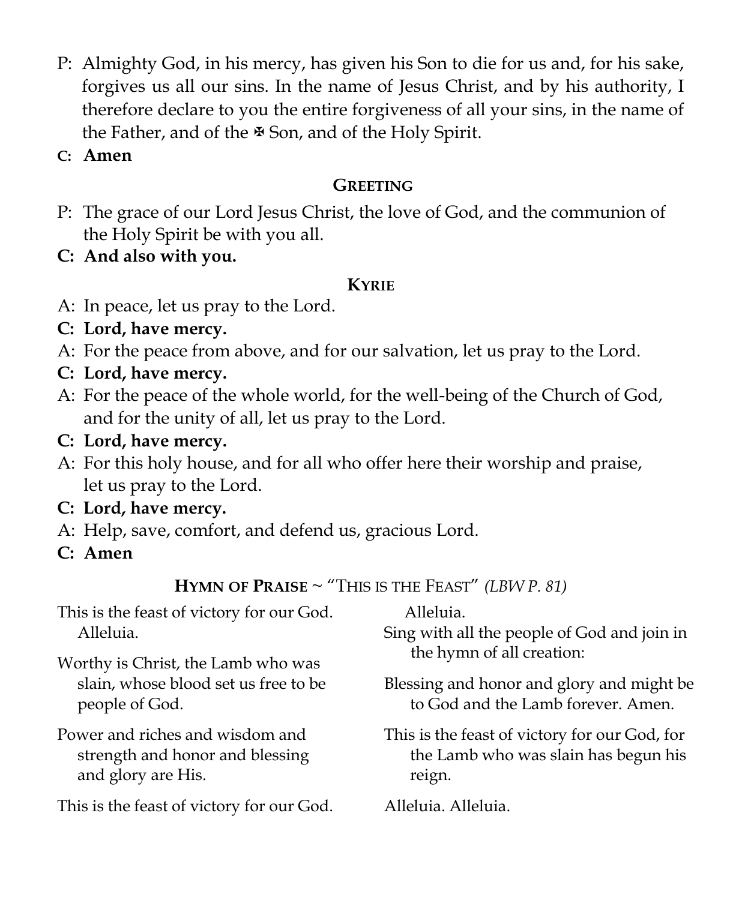P: Almighty God, in his mercy, has given his Son to die for us and, for his sake, forgives us all our sins. In the name of Jesus Christ, and by his authority, I therefore declare to you the entire forgiveness of all your sins, in the name of the Father, and of the ✠ Son, and of the Holy Spirit.

**C: Amen**

## GREETING

P: The grace of our Lord Jesus Christ, the love of God, and the communion of the Holy Spirit be with you all.

**C: And also with you.**

## KYRIE

A: In peace, let us pray to the Lord.

**C: Lord, have mercy.**

A: For the peace from above, and for our salvation, let us pray to the Lord.

**C: Lord, have mercy.**

A: For the peace of the whole world, for the well-being of the Church of God, and for the unity of all, let us pray to the Lord.

**C: Lord, have mercy.**

A: For this holy house, and for all who offer here their worship and praise, let us pray to the Lord.

**C: Lord, have mercy.**

A: Help, save, comfort, and defend us, gracious Lord.

**C: Amen**

## HYMN OF PRAISE ~ "THIS IS THE FEAST" *(LBW P. 81)*

This is the feast of victory for our God. Alleluia.

Worthy is Christ, the Lamb who was slain, whose blood set us free to be people of God.

Power and riches and wisdom and strength and honor and blessing and glory are His.

This is the feast of victory for our God. Alleluia.

Sing with all the people of God and join in the hymn of all creation:

Blessing and honor and glory and might be to God and the Lamb forever. Amen.

This is the feast of victory for our God, for the Lamb who was slain has begun his reign.

Alleluia. Alleluia.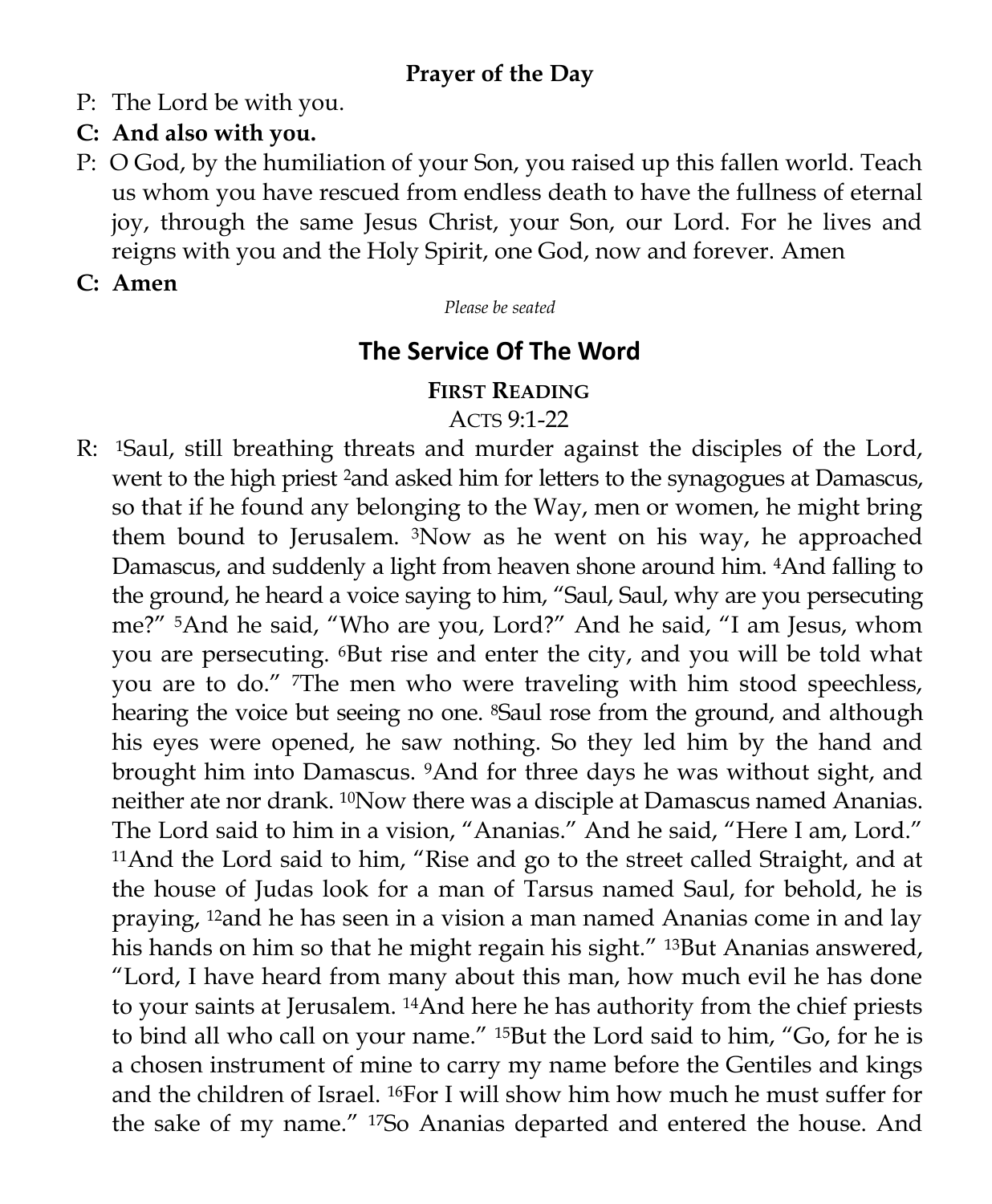### Prayer of the Day

P: The Lord be with you.

**C: And also with you.**

P: O God, by the humiliation of your Son, you raised up this fallen world. Teach us whom you have rescued from endless death to have the fullness of eternal joy, through the same Jesus Christ, your Son, our Lord. For he lives and reigns with you and the Holy Spirit, one God, now and forever. Amen

**C: Amen**

*Please be seated*

## The Service Of The Word

### First Reading

Acts 9:1-22

R: [1]Saul, still breathing threats and murder against the disciples of the Lord, went to the high priest [2]and asked him for letters to the synagogues at Damascus, so that if he found any belonging to the Way, men or women, he might bring them bound to Jerusalem. [3]Now as he went on his way, he approached Damascus, and suddenly a light from heaven shone around him. [4]And falling to the ground, he heard a voice saying to him, "Saul, Saul, why are you persecuting me?" [5]And he said, "Who are you, Lord?" And he said, "I am Jesus, whom you are persecuting. [6]But rise and enter the city, and you will be told what you are to do." [7]The men who were traveling with him stood speechless, hearing the voice but seeing no one. [8]Saul rose from the ground, and although his eyes were opened, he saw nothing. So they led him by the hand and brought him into Damascus. [9]And for three days he was without sight, and neither ate nor drank. [10]Now there was a disciple at Damascus named Ananias. The Lord said to him in a vision, "Ananias." And he said, "Here I am, Lord." [11]And the Lord said to him, "Rise and go to the street called Straight, and at the house of Judas look for a man of Tarsus named Saul, for behold, he is praying, [12]and he has seen in a vision a man named Ananias come in and lay his hands on him so that he might regain his sight." [13]But Ananias answered, "Lord, I have heard from many about this man, how much evil he has done to your saints at Jerusalem. [14]And here he has authority from the chief priests to bind all who call on your name." [15]But the Lord said to him, "Go, for he is a chosen instrument of mine to carry my name before the Gentiles and kings and the children of Israel. [16]For I will show him how much he must suffer for the sake of my name." [17]So Ananias departed and entered the house. And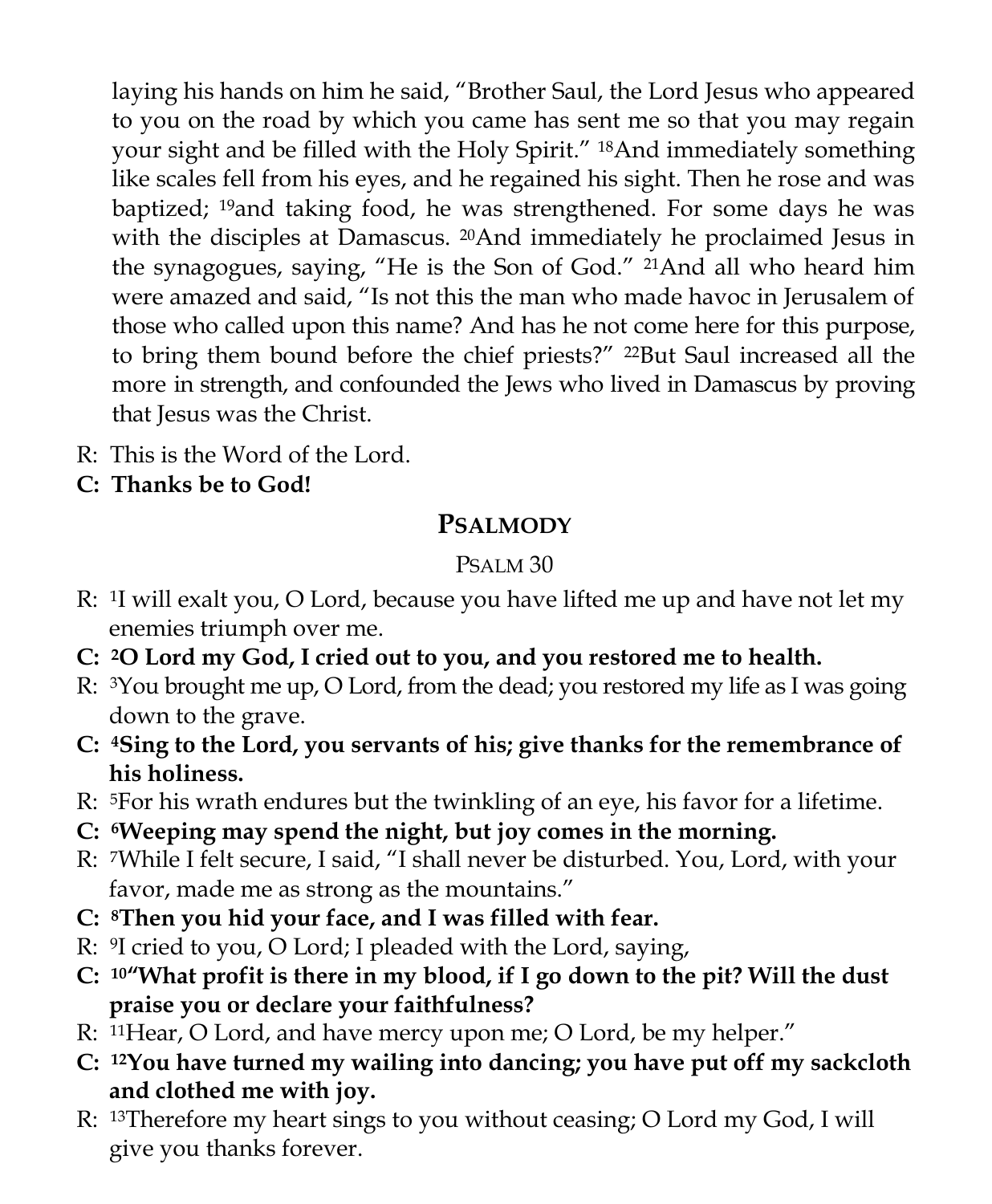laying his hands on him he said, "Brother Saul, the Lord Jesus who appeared to you on the road by which you came has sent me so that you may regain your sight and be filled with the Holy Spirit." [18]And immediately something like scales fell from his eyes, and he regained his sight. Then he rose and was baptized; [19]and taking food, he was strengthened. For some days he was with the disciples at Damascus. [20]And immediately he proclaimed Jesus in the synagogues, saying, "He is the Son of God." [21]And all who heard him were amazed and said, "Is not this the man who made havoc in Jerusalem of those who called upon this name? And has he not come here for this purpose, to bring them bound before the chief priests?" [22]But Saul increased all the more in strength, and confounded the Jews who lived in Damascus by proving that Jesus was the Christ.

R: This is the Word of the Lord.

**C: Thanks be to God!**

## Psalmody

Psalm 30

R: [1]I will exalt you, O Lord, because you have lifted me up and have not let my enemies triumph over me.

**C: [2]O Lord my God, I cried out to you, and you restored me to health.**

R: [3]You brought me up, O Lord, from the dead; you restored my life as I was going down to the grave.

**C: [4]Sing to the Lord, you servants of his; give thanks for the remembrance of his holiness.**

R: [5]For his wrath endures but the twinkling of an eye, his favor for a lifetime.

**C: [6]Weeping may spend the night, but joy comes in the morning.**

R: [7]While I felt secure, I said, "I shall never be disturbed. You, Lord, with your favor, made me as strong as the mountains."

**C: [8]Then you hid your face, and I was filled with fear.**

R: [9]I cried to you, O Lord; I pleaded with the Lord, saying,

**C: [10]"What profit is there in my blood, if I go down to the pit? Will the dust praise you or declare your faithfulness?**

R: [11]Hear, O Lord, and have mercy upon me; O Lord, be my helper."

**C: [12]You have turned my wailing into dancing; you have put off my sackcloth and clothed me with joy.**

R: [13]Therefore my heart sings to you without ceasing; O Lord my God, I will give you thanks forever.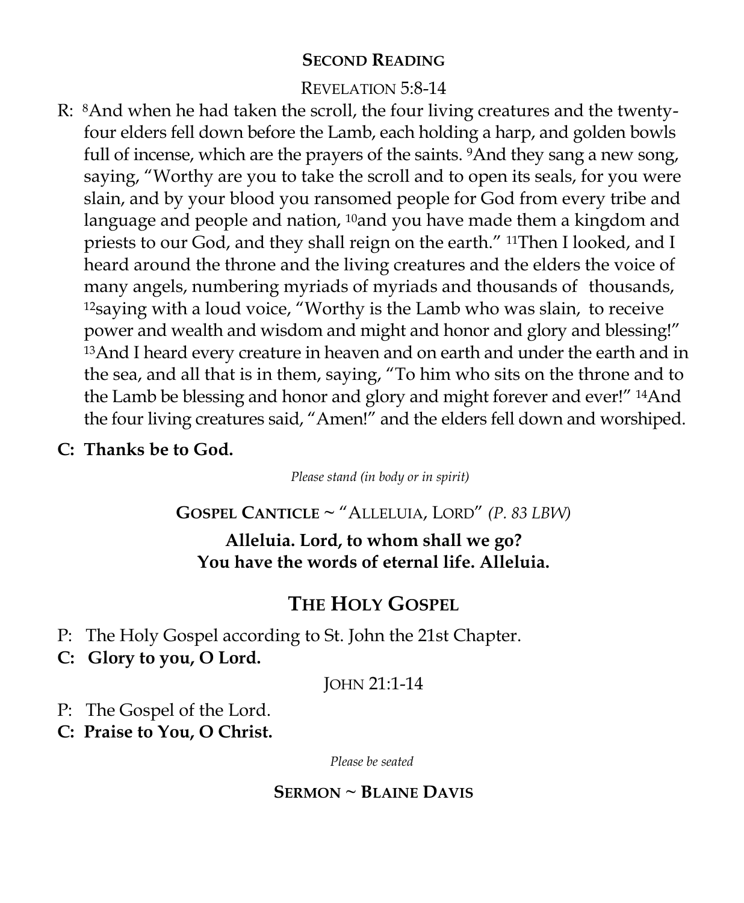## **Second Reading**

Revelation 5:8-14

R: [8]And when he had taken the scroll, the four living creatures and the twenty-four elders fell down before the Lamb, each holding a harp, and golden bowls full of incense, which are the prayers of the saints. [9]And they sang a new song, saying, "Worthy are you to take the scroll and to open its seals, for you were slain, and by your blood you ransomed people for God from every tribe and language and people and nation, [10]and you have made them a kingdom and priests to our God, and they shall reign on the earth." [11]Then I looked, and I heard around the throne and the living creatures and the elders the voice of many angels, numbering myriads of myriads and thousands of thousands, [12]saying with a loud voice, "Worthy is the Lamb who was slain, to receive power and wealth and wisdom and might and honor and glory and blessing!" [13]And I heard every creature in heaven and on earth and under the earth and in the sea, and all that is in them, saying, "To him who sits on the throne and to the Lamb be blessing and honor and glory and might forever and ever!" [14]And the four living creatures said, "Amen!" and the elders fell down and worshiped.

**C: Thanks be to God.**

*Please stand (in body or in spirit)*

**Gospel Canticle** ~ "Alleluia, Lord" *(P. 83 LBW)*

**Alleluia. Lord, to whom shall we go?**
**You have the words of eternal life. Alleluia.**

## **The Holy Gospel**

P: The Holy Gospel according to St. John the 21st Chapter.
**C: Glory to you, O Lord.**

John 21:1-14

P: The Gospel of the Lord.
**C: Praise to You, O Christ.**

*Please be seated*

**Sermon ~ Blaine Davis**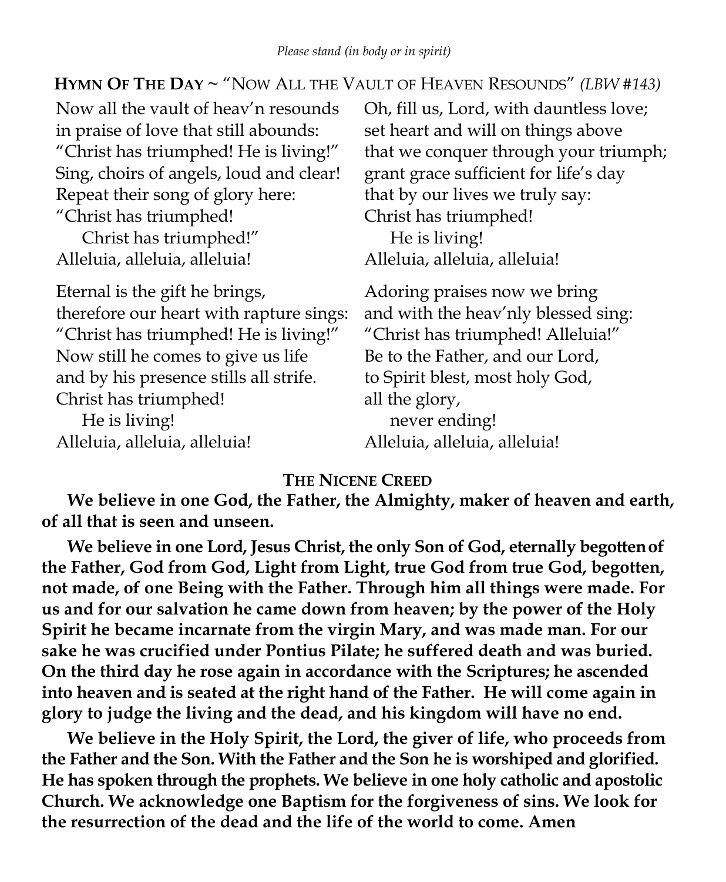*Please stand (in body or in spirit)*

**HYMN OF THE DAY** ~ "NOW ALL THE VAULT OF HEAVEN RESOUNDS" *(LBW #143)*

Now all the vault of heav'n resounds
in praise of love that still abounds:
"Christ has triumphed! He is living!"
Sing, choirs of angels, loud and clear!
Repeat their song of glory here:
"Christ has triumphed!
  Christ has triumphed!"
Alleluia, alleluia, alleluia!

Eternal is the gift he brings,
therefore our heart with rapture sings:
"Christ has triumphed! He is living!"
Now still he comes to give us life
and by his presence stills all strife.
Christ has triumphed!
  He is living!
Alleluia, alleluia, alleluia!

Oh, fill us, Lord, with dauntless love;
set heart and will on things above
that we conquer through your triumph;
grant grace sufficient for life's day
that by our lives we truly say:
Christ has triumphed!
  He is living!
Alleluia, alleluia, alleluia!

Adoring praises now we bring
and with the heav'nly blessed sing:
"Christ has triumphed! Alleluia!"
Be to the Father, and our Lord,
to Spirit blest, most holy God,
all the glory,
  never ending!
Alleluia, alleluia, alleluia!

## THE NICENE CREED

**We believe in one God, the Father, the Almighty, maker of heaven and earth, of all that is seen and unseen.**

**We believe in one Lord, Jesus Christ, the only Son of God, eternally begotten of the Father, God from God, Light from Light, true God from true God, begotten, not made, of one Being with the Father. Through him all things were made. For us and for our salvation he came down from heaven; by the power of the Holy Spirit he became incarnate from the virgin Mary, and was made man. For our sake he was crucified under Pontius Pilate; he suffered death and was buried. On the third day he rose again in accordance with the Scriptures; he ascended into heaven and is seated at the right hand of the Father. He will come again in glory to judge the living and the dead, and his kingdom will have no end.**

**We believe in the Holy Spirit, the Lord, the giver of life, who proceeds from the Father and the Son. With the Father and the Son he is worshiped and glorified. He has spoken through the prophets. We believe in one holy catholic and apostolic Church. We acknowledge one Baptism for the forgiveness of sins. We look for the resurrection of the dead and the life of the world to come. Amen**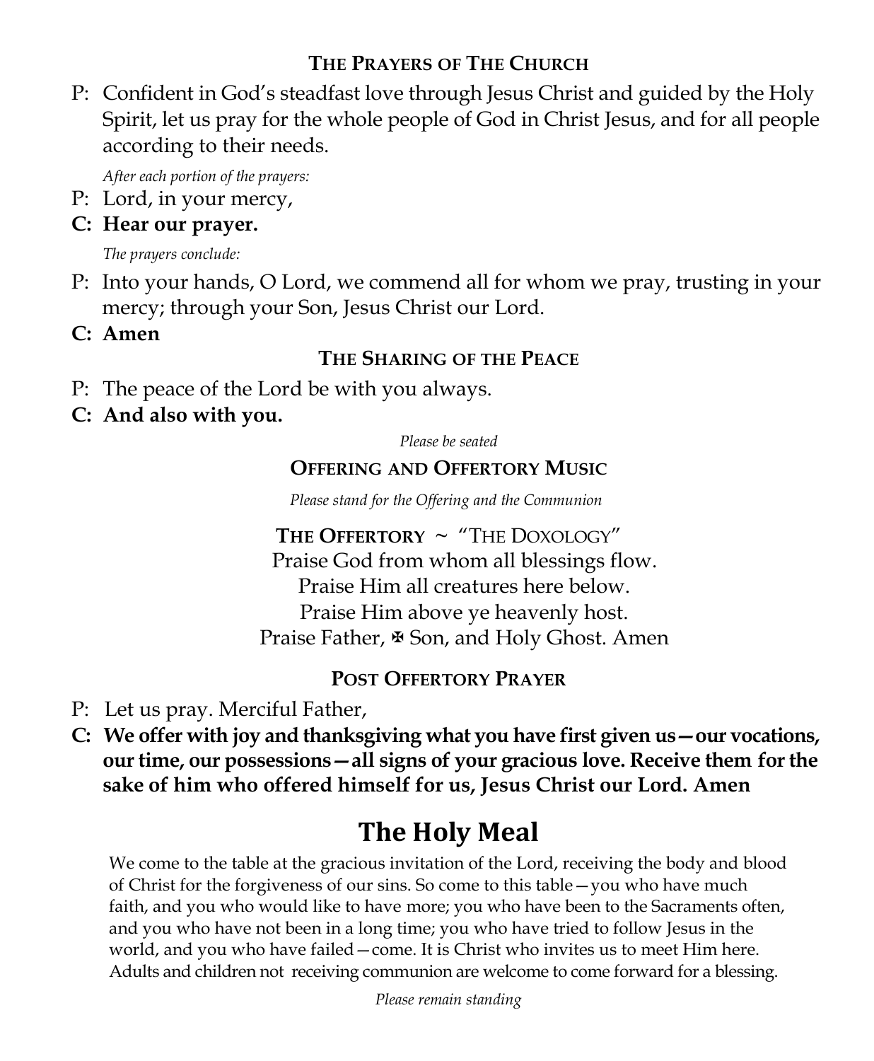### The Prayers of The Church

P: Confident in God's steadfast love through Jesus Christ and guided by the Holy Spirit, let us pray for the whole people of God in Christ Jesus, and for all people according to their needs.

*After each portion of the prayers:*

P: Lord, in your mercy,

**C: Hear our prayer.**

*The prayers conclude:*

P: Into your hands, O Lord, we commend all for whom we pray, trusting in your mercy; through your Son, Jesus Christ our Lord.

**C: Amen**

### The Sharing of the Peace

P: The peace of the Lord be with you always.

**C: And also with you.**

*Please be seated*

### Offering and Offertory Music

*Please stand for the Offering and the Communion*

### The Offertory ~ "The Doxology"

Praise God from whom all blessings flow.
Praise Him all creatures here below.
Praise Him above ye heavenly host.
Praise Father, ✠ Son, and Holy Ghost. Amen

### Post Offertory Prayer

P: Let us pray. Merciful Father,

**C: We offer with joy and thanksgiving what you have first given us—our vocations, our time, our possessions—all signs of your gracious love. Receive them for the sake of him who offered himself for us, Jesus Christ our Lord. Amen**

# The Holy Meal

We come to the table at the gracious invitation of the Lord, receiving the body and blood of Christ for the forgiveness of our sins. So come to this table—you who have much faith, and you who would like to have more; you who have been to the Sacraments often, and you who have not been in a long time; you who have tried to follow Jesus in the world, and you who have failed—come. It is Christ who invites us to meet Him here. Adults and children not receiving communion are welcome to come forward for a blessing.

*Please remain standing*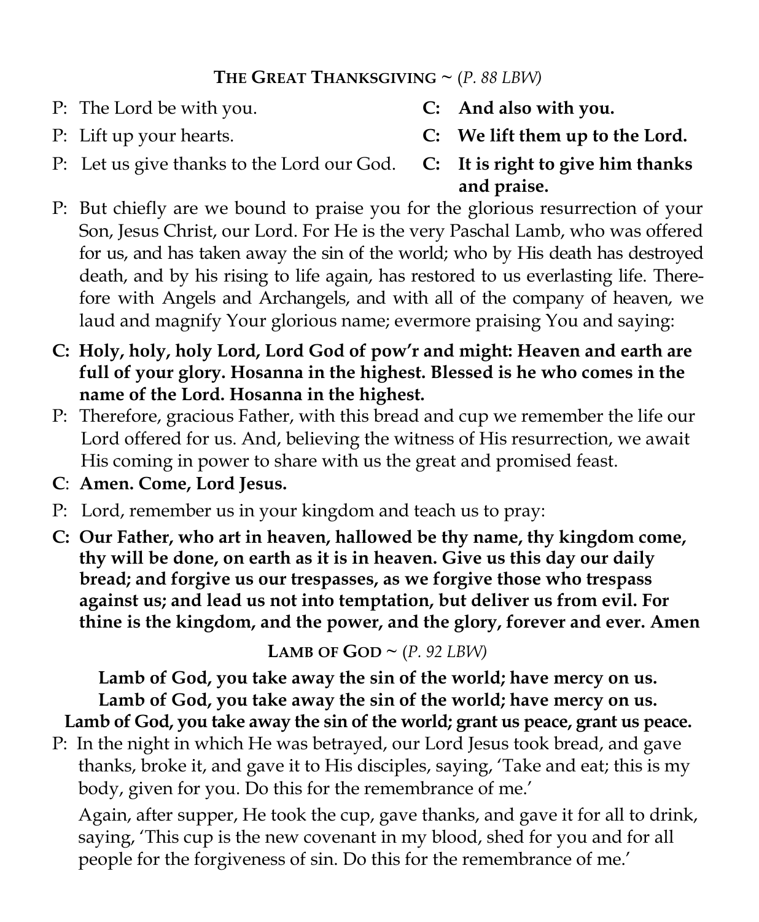### **The Great Thanksgiving** ~ (*P. 88 LBW*)

P: The Lord be with you. **C: And also with you.**

P: Lift up your hearts. **C: We lift them up to the Lord.**

P: Let us give thanks to the Lord our God. **C: It is right to give him thanks and praise.**

P: But chiefly are we bound to praise you for the glorious resurrection of your Son, Jesus Christ, our Lord. For He is the very Paschal Lamb, who was offered for us, and has taken away the sin of the world; who by His death has destroyed death, and by his rising to life again, has restored to us everlasting life. Therefore with Angels and Archangels, and with all of the company of heaven, we laud and magnify Your glorious name; evermore praising You and saying:

**C: Holy, holy, holy Lord, Lord God of pow'r and might: Heaven and earth are full of your glory. Hosanna in the highest. Blessed is he who comes in the name of the Lord. Hosanna in the highest.**

P: Therefore, gracious Father, with this bread and cup we remember the life our Lord offered for us. And, believing the witness of His resurrection, we await His coming in power to share with us the great and promised feast.

**C: Amen. Come, Lord Jesus.**

P: Lord, remember us in your kingdom and teach us to pray:

**C: Our Father, who art in heaven, hallowed be thy name, thy kingdom come, thy will be done, on earth as it is in heaven. Give us this day our daily bread; and forgive us our trespasses, as we forgive those who trespass against us; and lead us not into temptation, but deliver us from evil. For thine is the kingdom, and the power, and the glory, forever and ever. Amen**

### **Lamb of God** ~ (*P. 92 LBW*)

**Lamb of God, you take away the sin of the world; have mercy on us.**
**Lamb of God, you take away the sin of the world; have mercy on us.**
**Lamb of God, you take away the sin of the world; grant us peace, grant us peace.**

P: In the night in which He was betrayed, our Lord Jesus took bread, and gave thanks, broke it, and gave it to His disciples, saying, 'Take and eat; this is my body, given for you. Do this for the remembrance of me.'

Again, after supper, He took the cup, gave thanks, and gave it for all to drink, saying, 'This cup is the new covenant in my blood, shed for you and for all people for the forgiveness of sin. Do this for the remembrance of me.'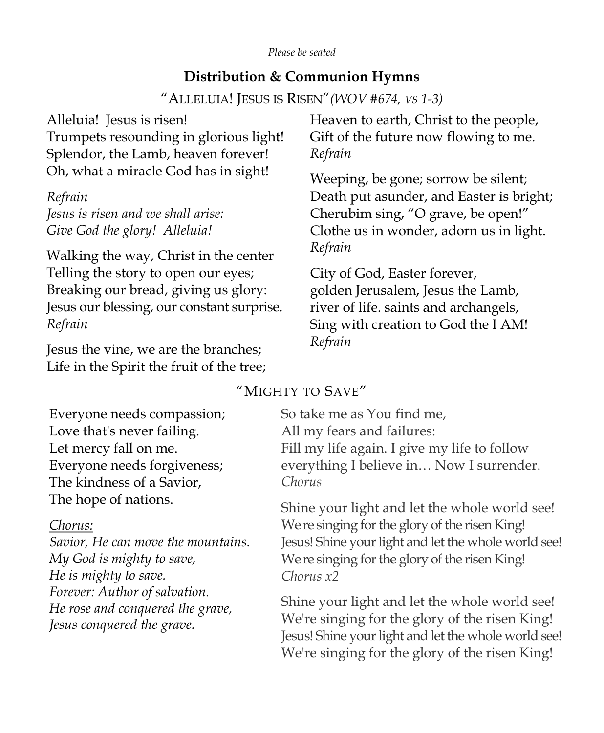*Please be seated*

## Distribution & Communion Hymns

"ALLELUIA! JESUS IS RISEN" *(WOV #674, VS 1-3)*

Alleluia! Jesus is risen!
Trumpets resounding in glorious light!
Splendor, the Lamb, heaven forever!
Oh, what a miracle God has in sight!

*Refrain*
*Jesus is risen and we shall arise:*
*Give God the glory! Alleluia!*

Walking the way, Christ in the center
Telling the story to open our eyes;
Breaking our bread, giving us glory:
Jesus our blessing, our constant surprise.
*Refrain*

Jesus the vine, we are the branches;
Life in the Spirit the fruit of the tree;
Heaven to earth, Christ to the people,
Gift of the future now flowing to me.
*Refrain*

Weeping, be gone; sorrow be silent;
Death put asunder, and Easter is bright;
Cherubim sing, "O grave, be open!"
Clothe us in wonder, adorn us in light.
*Refrain*

City of God, Easter forever,
golden Jerusalem, Jesus the Lamb,
river of life. saints and archangels,
Sing with creation to God the I AM!
*Refrain*

"MIGHTY TO SAVE"

Everyone needs compassion;
Love that's never failing.
Let mercy fall on me.
Everyone needs forgiveness;
The kindness of a Savior,
The hope of nations.

*Chorus:*
*Savior, He can move the mountains.*
*My God is mighty to save,*
*He is mighty to save.*
*Forever: Author of salvation.*
*He rose and conquered the grave,*
*Jesus conquered the grave.*

So take me as You find me,
All my fears and failures:
Fill my life again. I give my life to follow
everything I believe in… Now I surrender.
*Chorus*

Shine your light and let the whole world see!
We're singing for the glory of the risen King!
Jesus! Shine your light and let the whole world see!
We're singing for the glory of the risen King!
*Chorus x2*

Shine your light and let the whole world see!
We're singing for the glory of the risen King!
Jesus! Shine your light and let the whole world see!
We're singing for the glory of the risen King!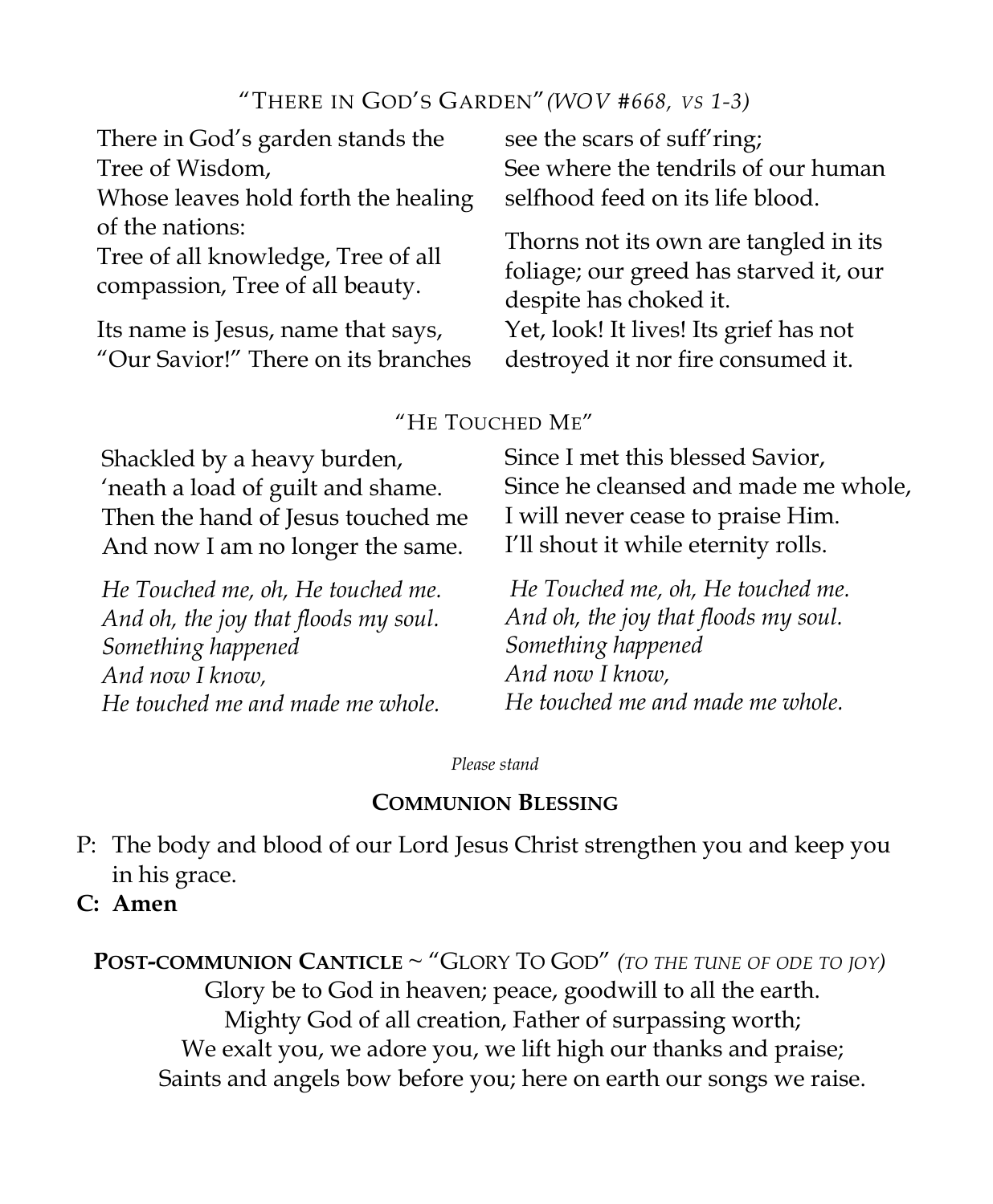### "THERE IN GOD'S GARDEN" *(WOV #668, VS 1-3)*

There in God's garden stands the Tree of Wisdom,
Whose leaves hold forth the healing of the nations:
Tree of all knowledge, Tree of all compassion, Tree of all beauty.

Its name is Jesus, name that says, "Our Savior!" There on its branches see the scars of suff'ring;
See where the tendrils of our human selfhood feed on its life blood.

Thorns not its own are tangled in its foliage; our greed has starved it, our despite has choked it.
Yet, look! It lives! Its grief has not destroyed it nor fire consumed it.

### "HE TOUCHED ME"

Shackled by a heavy burden,
'neath a load of guilt and shame.
Then the hand of Jesus touched me
And now I am no longer the same.

*He Touched me, oh, He touched me.*
*And oh, the joy that floods my soul.*
*Something happened*
*And now I know,*
*He touched me and made me whole.*

Since I met this blessed Savior,
Since he cleansed and made me whole,
I will never cease to praise Him.
I'll shout it while eternity rolls.

*He Touched me, oh, He touched me.*
*And oh, the joy that floods my soul.*
*Something happened*
*And now I know,*
*He touched me and made me whole.*

*Please stand*

### COMMUNION BLESSING

P: The body and blood of our Lord Jesus Christ strengthen you and keep you in his grace.
**C: Amen**

**POST-COMMUNION CANTICLE** ~ "GLORY TO GOD" *(TO THE TUNE OF ODE TO JOY)*

Glory be to God in heaven; peace, goodwill to all the earth.
Mighty God of all creation, Father of surpassing worth;
We exalt you, we adore you, we lift high our thanks and praise;
Saints and angels bow before you; here on earth our songs we raise.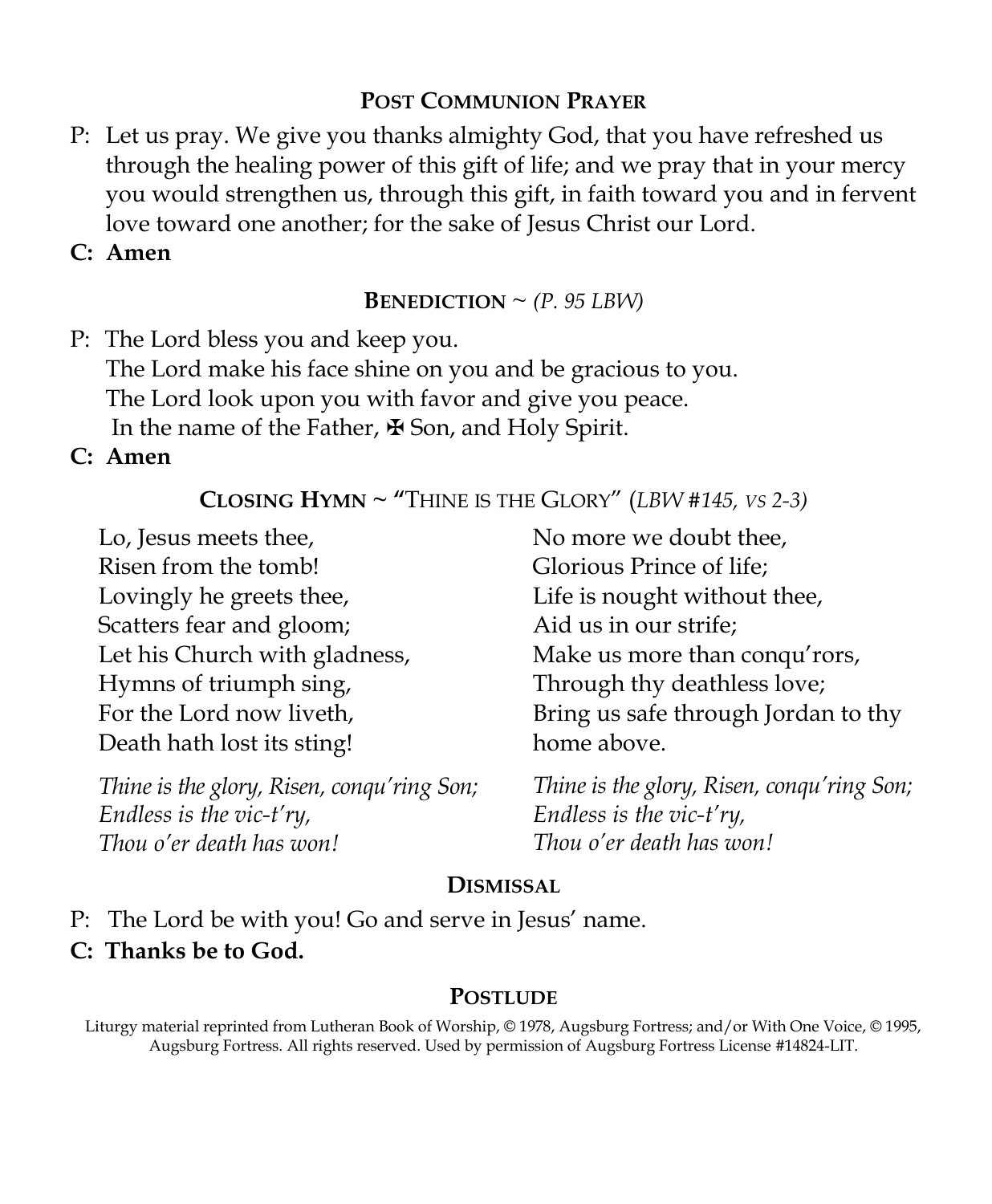## POST COMMUNION PRAYER

P: Let us pray. We give you thanks almighty God, that you have refreshed us through the healing power of this gift of life; and we pray that in your mercy you would strengthen us, through this gift, in faith toward you and in fervent love toward one another; for the sake of Jesus Christ our Lord.

**C: Amen**

## BENEDICTION ~ *(P. 95 LBW)*

P: The Lord bless you and keep you.
The Lord make his face shine on you and be gracious to you.
The Lord look upon you with favor and give you peace.
In the name of the Father, ✠ Son, and Holy Spirit.

**C: Amen**

## CLOSING HYMN ~ "THINE IS THE GLORY" (*LBW #145, VS 2-3*)

Lo, Jesus meets thee,
Risen from the tomb!
Lovingly he greets thee,
Scatters fear and gloom;
Let his Church with gladness,
Hymns of triumph sing,
For the Lord now liveth,
Death hath lost its sting!

*Thine is the glory, Risen, conqu'ring Son;*
*Endless is the vic-t'ry,*
*Thou o'er death has won!*

No more we doubt thee,
Glorious Prince of life;
Life is nought without thee,
Aid us in our strife;
Make us more than conqu'rors,
Through thy deathless love;
Bring us safe through Jordan to thy home above.

*Thine is the glory, Risen, conqu'ring Son;*
*Endless is the vic-t'ry,*
*Thou o'er death has won!*

## DISMISSAL

P: The Lord be with you! Go and serve in Jesus' name.

**C: Thanks be to God.**

## POSTLUDE

Liturgy material reprinted from Lutheran Book of Worship, © 1978, Augsburg Fortress; and/or With One Voice, © 1995, Augsburg Fortress. All rights reserved. Used by permission of Augsburg Fortress License #14824-LIT.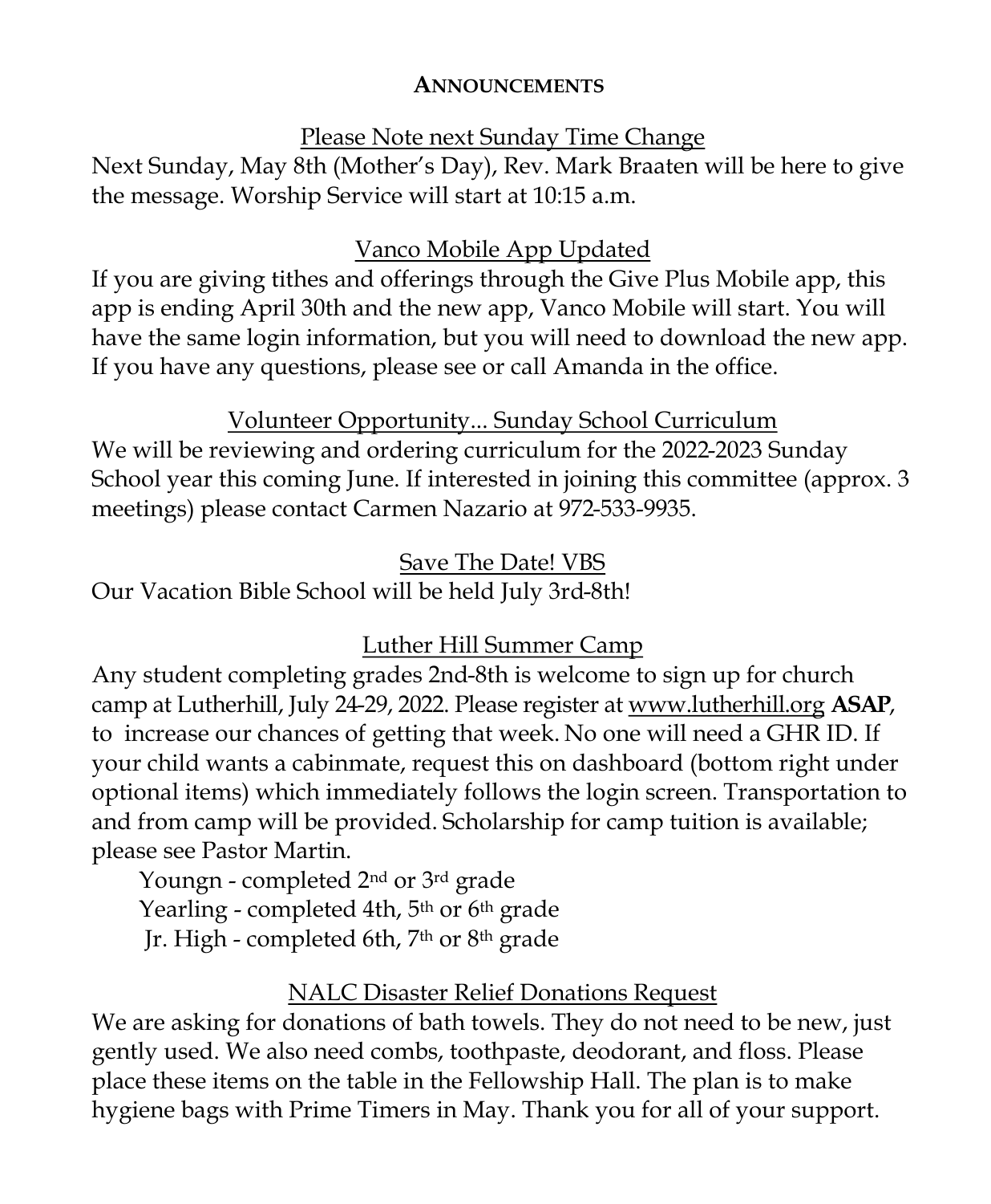## ANNOUNCEMENTS

### Please Note next Sunday Time Change

Next Sunday, May 8th (Mother's Day), Rev. Mark Braaten will be here to give the message. Worship Service will start at 10:15 a.m.

### Vanco Mobile App Updated

If you are giving tithes and offerings through the Give Plus Mobile app, this app is ending April 30th and the new app, Vanco Mobile will start. You will have the same login information, but you will need to download the new app. If you have any questions, please see or call Amanda in the office.

### Volunteer Opportunity... Sunday School Curriculum

We will be reviewing and ordering curriculum for the 2022-2023 Sunday School year this coming June. If interested in joining this committee (approx. 3 meetings) please contact Carmen Nazario at 972-533-9935.

### Save The Date! VBS

Our Vacation Bible School will be held July 3rd-8th!

### Luther Hill Summer Camp

Any student completing grades 2nd-8th is welcome to sign up for church camp at Lutherhill, July 24-29, 2022. Please register at www.lutherhill.org **ASAP**, to increase our chances of getting that week. No one will need a GHR ID. If your child wants a cabinmate, request this on dashboard (bottom right under optional items) which immediately follows the login screen. Transportation to and from camp will be provided. Scholarship for camp tuition is available; please see Pastor Martin.

Youngn - completed 2nd or 3rd grade
Yearling - completed 4th, 5th or 6th grade
Jr. High - completed 6th, 7th or 8th grade

### NALC Disaster Relief Donations Request

We are asking for donations of bath towels. They do not need to be new, just gently used. We also need combs, toothpaste, deodorant, and floss. Please place these items on the table in the Fellowship Hall. The plan is to make hygiene bags with Prime Timers in May. Thank you for all of your support.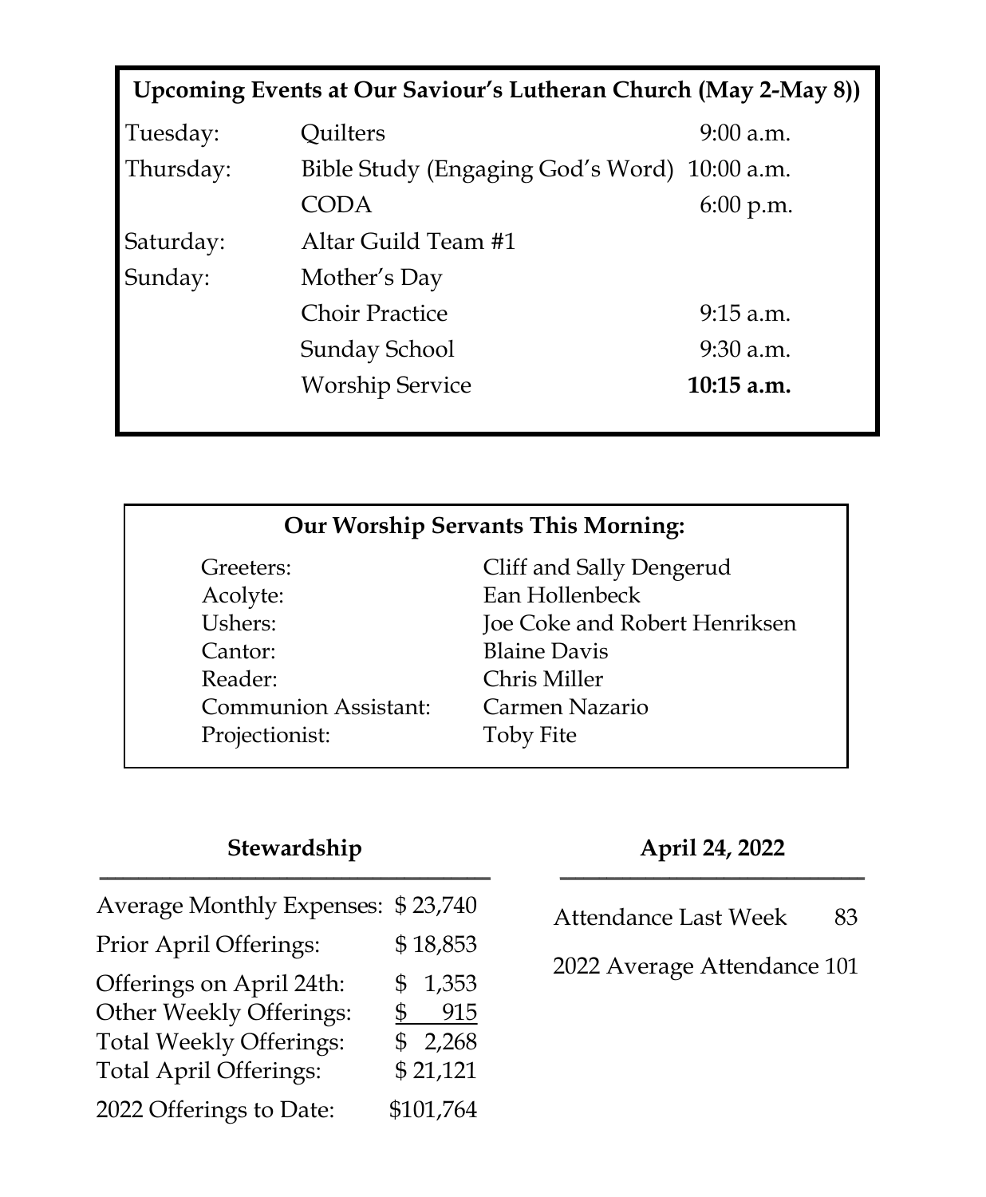## Upcoming Events at Our Saviour's Lutheran Church (May 2-May 8))

| | | |
|---|---|---|
| Tuesday: | Quilters | 9:00 a.m. |
| Thursday: | Bible Study (Engaging God's Word) | 10:00 a.m. |
| | CODA | 6:00 p.m. |
| Saturday: | Altar Guild Team #1 | |
| Sunday: | Mother's Day | |
| | Choir Practice | 9:15 a.m. |
| | Sunday School | 9:30 a.m. |
| | Worship Service | **10:15 a.m.** |

## Our Worship Servants This Morning:

| | |
|---|---|
| Greeters: | Cliff and Sally Dengerud |
| Acolyte: | Ean Hollenbeck |
| Ushers: | Joe Coke and Robert Henriksen |
| Cantor: | Blaine Davis |
| Reader: | Chris Miller |
| Communion Assistant: | Carmen Nazario |
| Projectionist: | Toby Fite |

### Stewardship

| | |
|---|---|
| Average Monthly Expenses: | $ 23,740 |
| Prior April Offerings: | $ 18,853 |
| Offerings on April 24th: | $ 1,353 |
| Other Weekly Offerings: | $ 915 |
| Total Weekly Offerings: | $ 2,268 |
| Total April Offerings: | $ 21,121 |
| 2022 Offerings to Date: | $101,764 |

### April 24, 2022

| | |
|---|---|
| Attendance Last Week | 83 |
| 2022 Average Attendance | 101 |